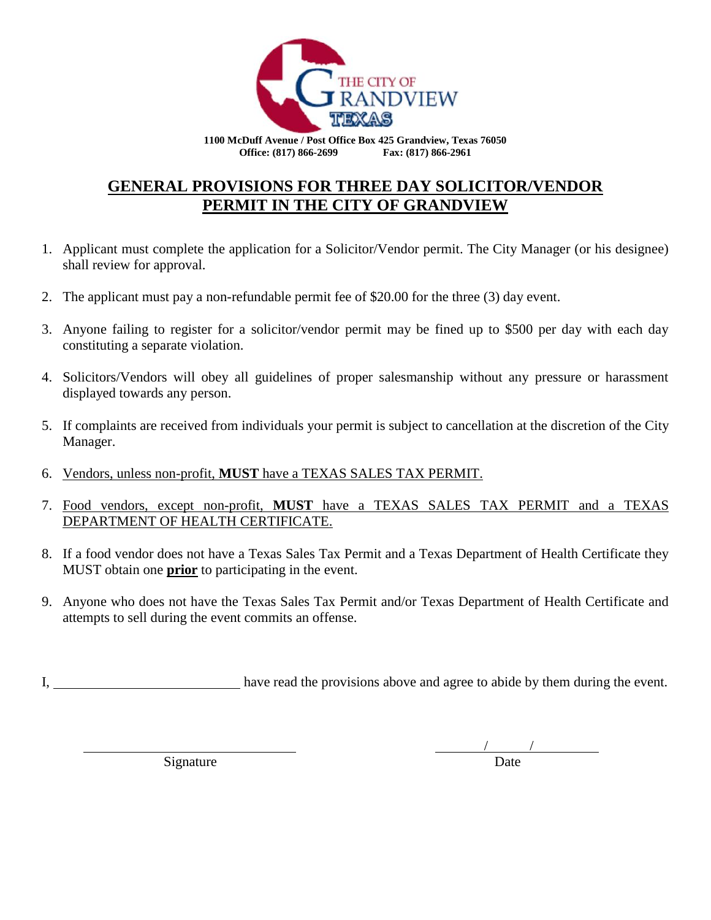THE CITY OF GRANDVIEW TEXAS

**1100 McDuff Avenue / Post Office Box 425 Grandview, Texas 76050**
**Office: (817) 866-2699 Fax: (817) 866-2961**

# GENERAL PROVISIONS FOR THREE DAY SOLICITOR/VENDOR PERMIT IN THE CITY OF GRANDVIEW

1. Applicant must complete the application for a Solicitor/Vendor permit. The City Manager (or his designee) shall review for approval.

2. The applicant must pay a non-refundable permit fee of $20.00 for the three (3) day event.

3. Anyone failing to register for a solicitor/vendor permit may be fined up to $500 per day with each day constituting a separate violation.

4. Solicitors/Vendors will obey all guidelines of proper salesmanship without any pressure or harassment displayed towards any person.

5. If complaints are received from individuals your permit is subject to cancellation at the discretion of the City Manager.

6. Vendors, unless non-profit, **MUST** have a TEXAS SALES TAX PERMIT.

7. Food vendors, except non-profit, **MUST** have a TEXAS SALES TAX PERMIT and a TEXAS DEPARTMENT OF HEALTH CERTIFICATE.

8. If a food vendor does not have a Texas Sales Tax Permit and a Texas Department of Health Certificate they MUST obtain one **prior** to participating in the event.

9. Anyone who does not have the Texas Sales Tax Permit and/or Texas Department of Health Certificate and attempts to sell during the event commits an offense.

I, ____________________________ have read the provisions above and agree to abide by them during the event.

________________________________
Signature

______/______/______
Date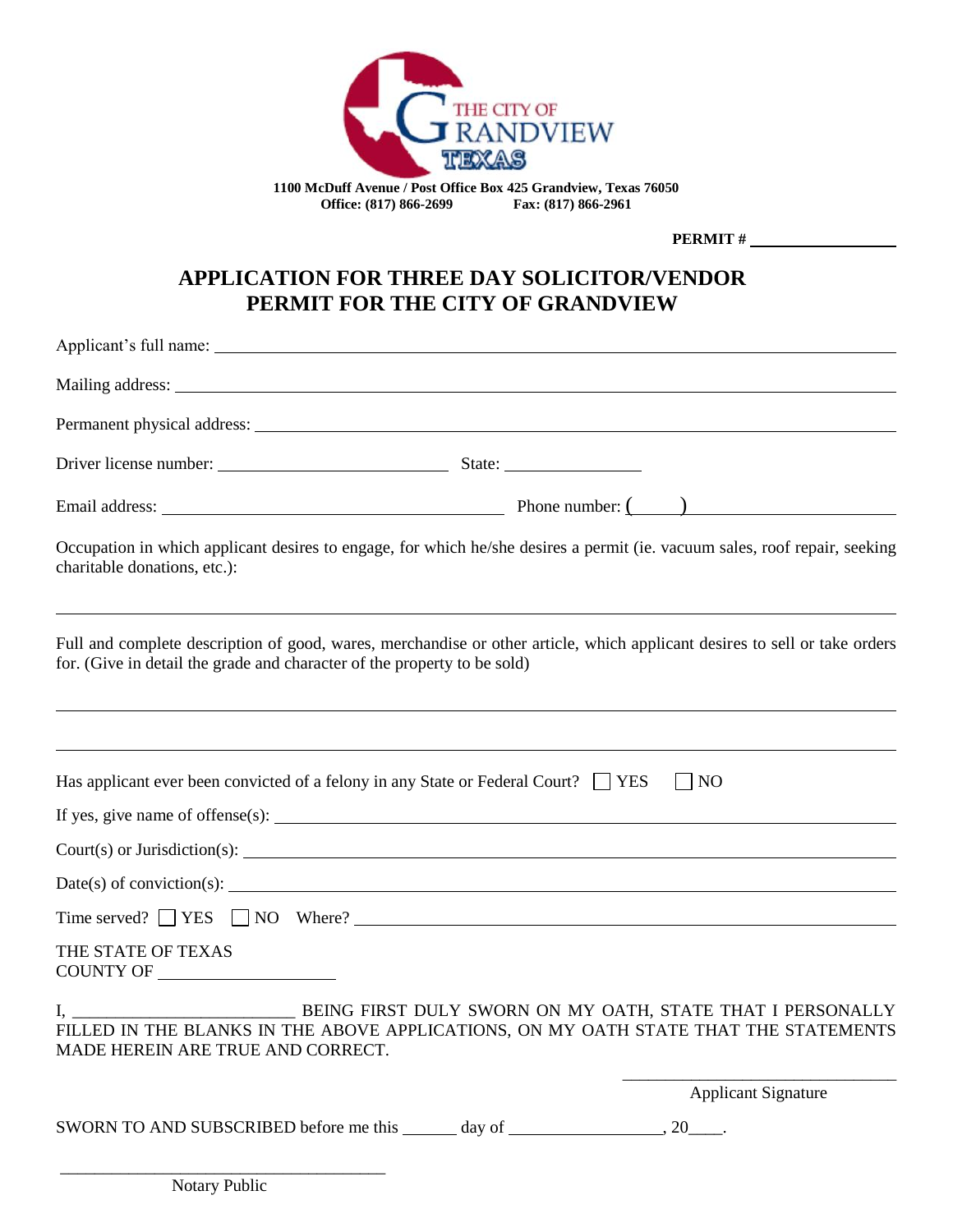THE CITY OF GRANDVIEW TEXAS

**1100 McDuff Avenue / Post Office Box 425 Grandview, Texas 76050**
**Office: (817) 866-2699 Fax: (817) 866-2961**

**PERMIT #** ________________

# APPLICATION FOR THREE DAY SOLICITOR/VENDOR PERMIT FOR THE CITY OF GRANDVIEW

Applicant's full name: ______________________________

Mailing address: ______________________________

Permanent physical address: ______________________________

Driver license number: ______________________________ State: ______________

Email address: ______________________________ Phone number: (     ) ______________

Occupation in which applicant desires to engage, for which he/she desires a permit (ie. vacuum sales, roof repair, seeking charitable donations, etc.):

______________________________

Full and complete description of good, wares, merchandise or other article, which applicant desires to sell or take orders for. (Give in detail the grade and character of the property to be sold)

______________________________

______________________________

Has applicant ever been convicted of a felony in any State or Federal Court? ☐ YES ☐ NO

If yes, give name of offense(s): ______________________________

Court(s) or Jurisdiction(s): ______________________________

Date(s) of conviction(s): ______________________________

Time served? ☐ YES ☐ NO Where? ______________________________

THE STATE OF TEXAS
COUNTY OF ____________________

I, __________________________ BEING FIRST DULY SWORN ON MY OATH, STATE THAT I PERSONALLY FILLED IN THE BLANKS IN THE ABOVE APPLICATIONS, ON MY OATH STATE THAT THE STATEMENTS MADE HEREIN ARE TRUE AND CORRECT.

__________________________________
Applicant Signature

SWORN TO AND SUBSCRIBED before me this ______ day of _________________, 20____.

________________________________________
Notary Public